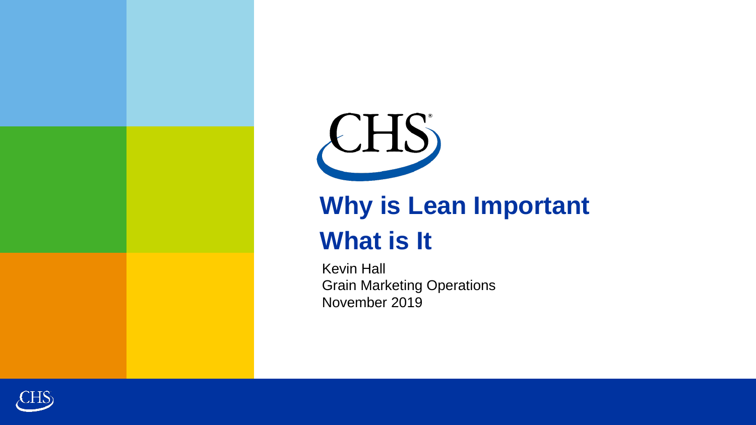# Why is Lean Important

# What is It

Kevin Hall
Grain Marketing Operations
November 2019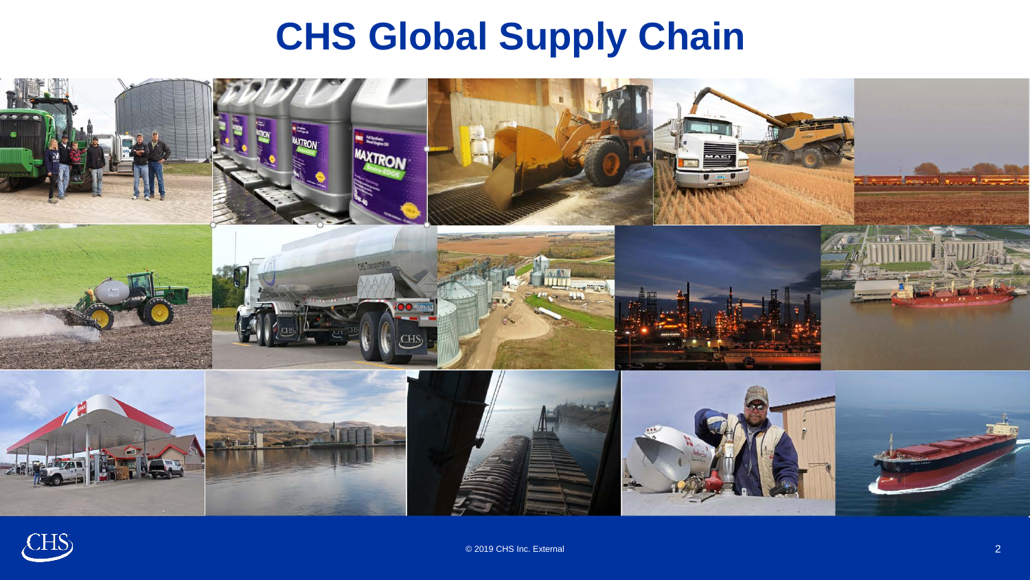# CHS Global Supply Chain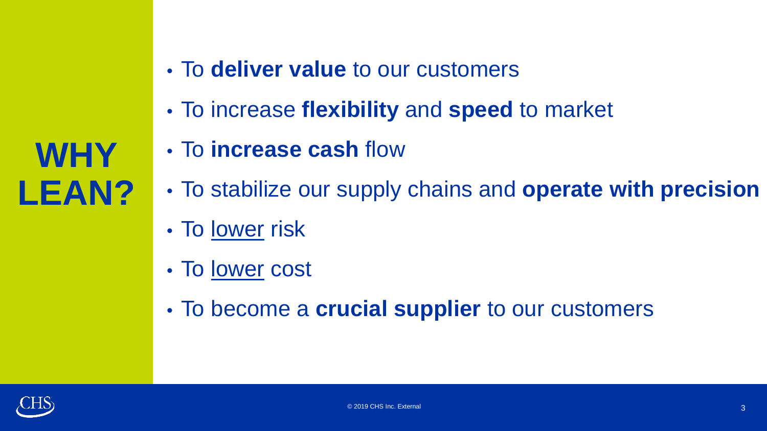# WHY LEAN?

- To **deliver value** to our customers
- To increase **flexibility** and **speed** to market
- To **increase cash** flow
- To stabilize our supply chains and **operate with precision**
- To <u>lower</u> risk
- To <u>lower</u> cost
- To become a **crucial supplier** to our customers

© 2019 CHS Inc. External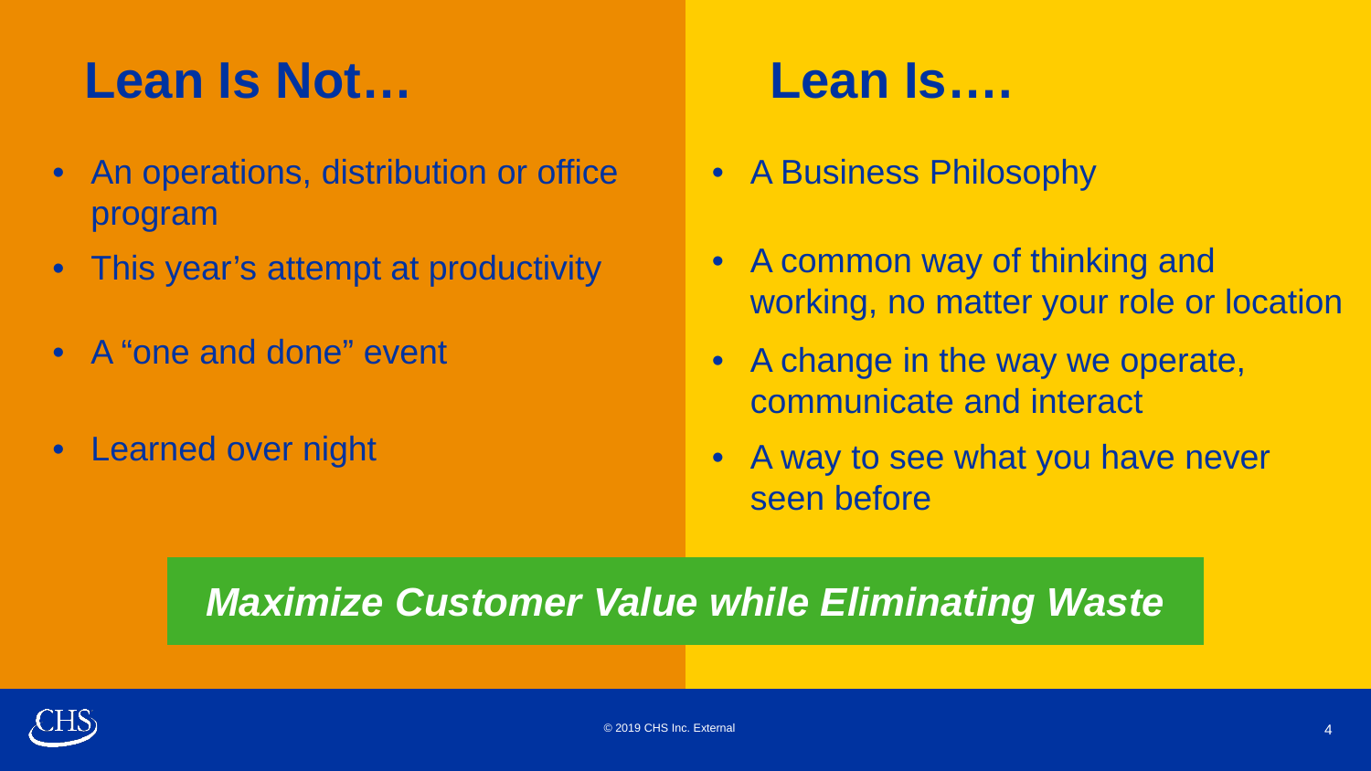## Lean Is Not…

- An operations, distribution or office program
- This year's attempt at productivity
- A "one and done" event
- Learned over night

## Lean Is….

- A Business Philosophy
- A common way of thinking and working, no matter your role or location
- A change in the way we operate, communicate and interact
- A way to see what you have never seen before

***Maximize Customer Value while Eliminating Waste***

© 2019 CHS Inc. External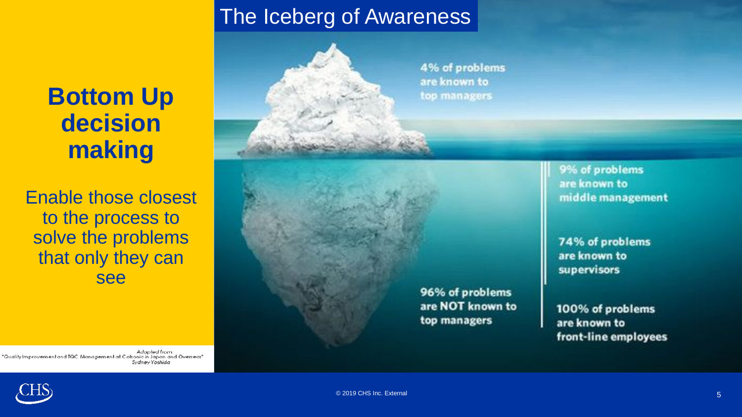## The Iceberg of Awareness

# Bottom Up decision making

Enable those closest to the process to solve the problems that only they can see

Adapted from
"Quality Improvement and TQC Management at Calsonic in Japan and Overseas"
*Sydney Yoshida*

4% of problems are known to top managers

9% of problems are known to middle management

74% of problems are known to supervisors

96% of problems are NOT known to top managers

100% of problems are known to front-line employees

© 2019 CHS Inc. External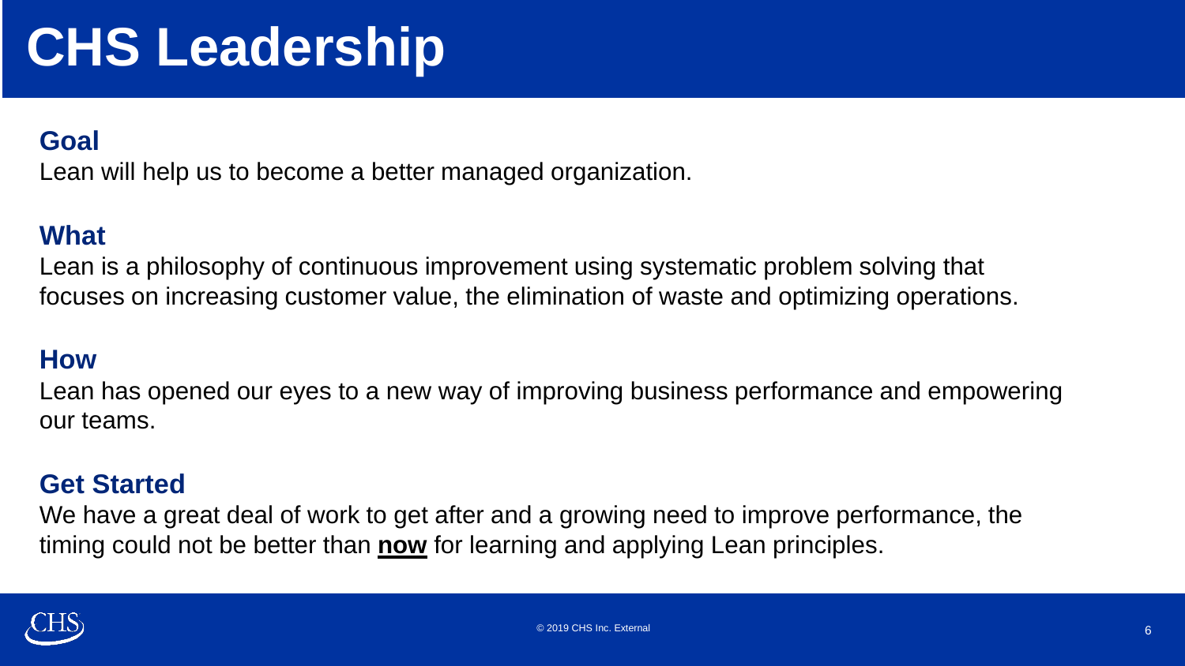# CHS Leadership

## Goal

Lean will help us to become a better managed organization.

## What

Lean is a philosophy of continuous improvement using systematic problem solving that focuses on increasing customer value, the elimination of waste and optimizing operations.

## How

Lean has opened our eyes to a new way of improving business performance and empowering our teams.

## Get Started

We have a great deal of work to get after and a growing need to improve performance, the timing could not be better than **now** for learning and applying Lean principles.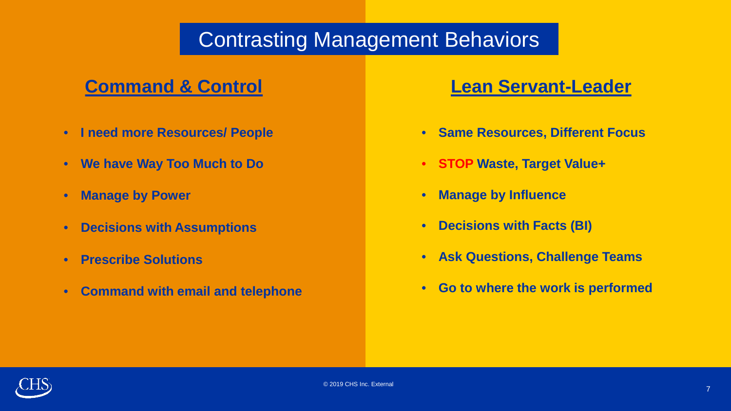# Contrasting Management Behaviors

## Command & Control

- **I need more Resources/ People**
- **We have Way Too Much to Do**
- **Manage by Power**
- **Decisions with Assumptions**
- **Prescribe Solutions**
- **Command with email and telephone**

## Lean Servant-Leader

- **Same Resources, Different Focus**
- **STOP Waste, Target Value+**
- **Manage by Influence**
- **Decisions with Facts (BI)**
- **Ask Questions, Challenge Teams**
- **Go to where the work is performed**

© 2019 CHS Inc. External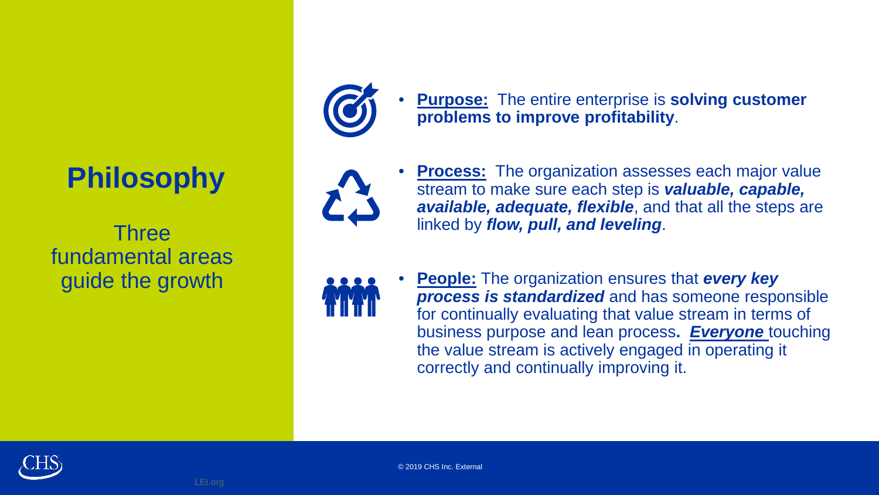# Philosophy

Three fundamental areas guide the growth

- **Purpose:** The entire enterprise is **solving customer problems to improve profitability**.
- **Process:** The organization assesses each major value stream to make sure each step is ***valuable, capable, available, adequate, flexible***, and that all the steps are linked by ***flow, pull, and leveling***.
- **People:** The organization ensures that ***every key process is standardized*** and has someone responsible for continually evaluating that value stream in terms of business purpose and lean process**.** ***Everyone*** touching the value stream is actively engaged in operating it correctly and continually improving it.

LEI.org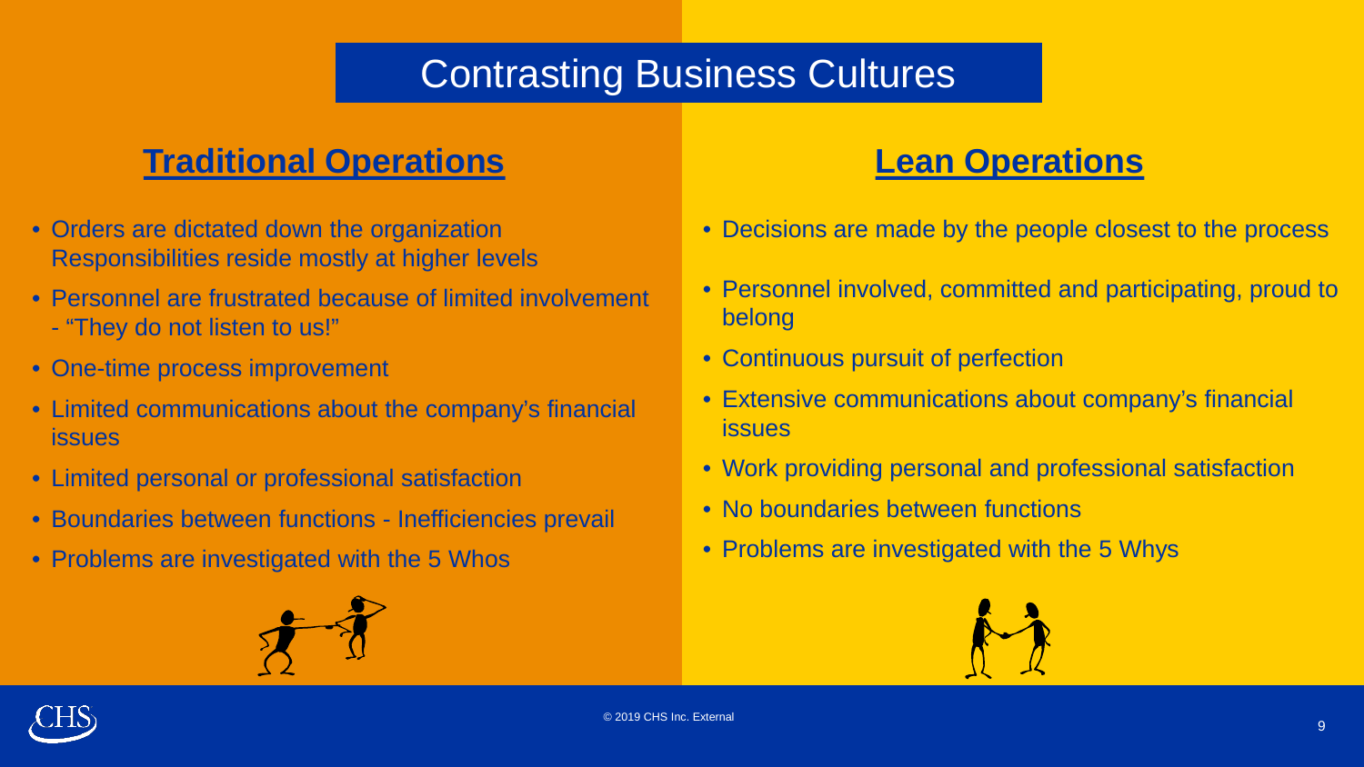# Contrasting Business Cultures

## Traditional Operations

- Orders are dictated down the organization Responsibilities reside mostly at higher levels
- Personnel are frustrated because of limited involvement - "They do not listen to us!"
- One-time process improvement
- Limited communications about the company's financial issues
- Limited personal or professional satisfaction
- Boundaries between functions - Inefficiencies prevail
- Problems are investigated with the 5 Whos

## Lean Operations

- Decisions are made by the people closest to the process
- Personnel involved, committed and participating, proud to belong
- Continuous pursuit of perfection
- Extensive communications about company's financial issues
- Work providing personal and professional satisfaction
- No boundaries between functions
- Problems are investigated with the 5 Whys

© 2019 CHS Inc. External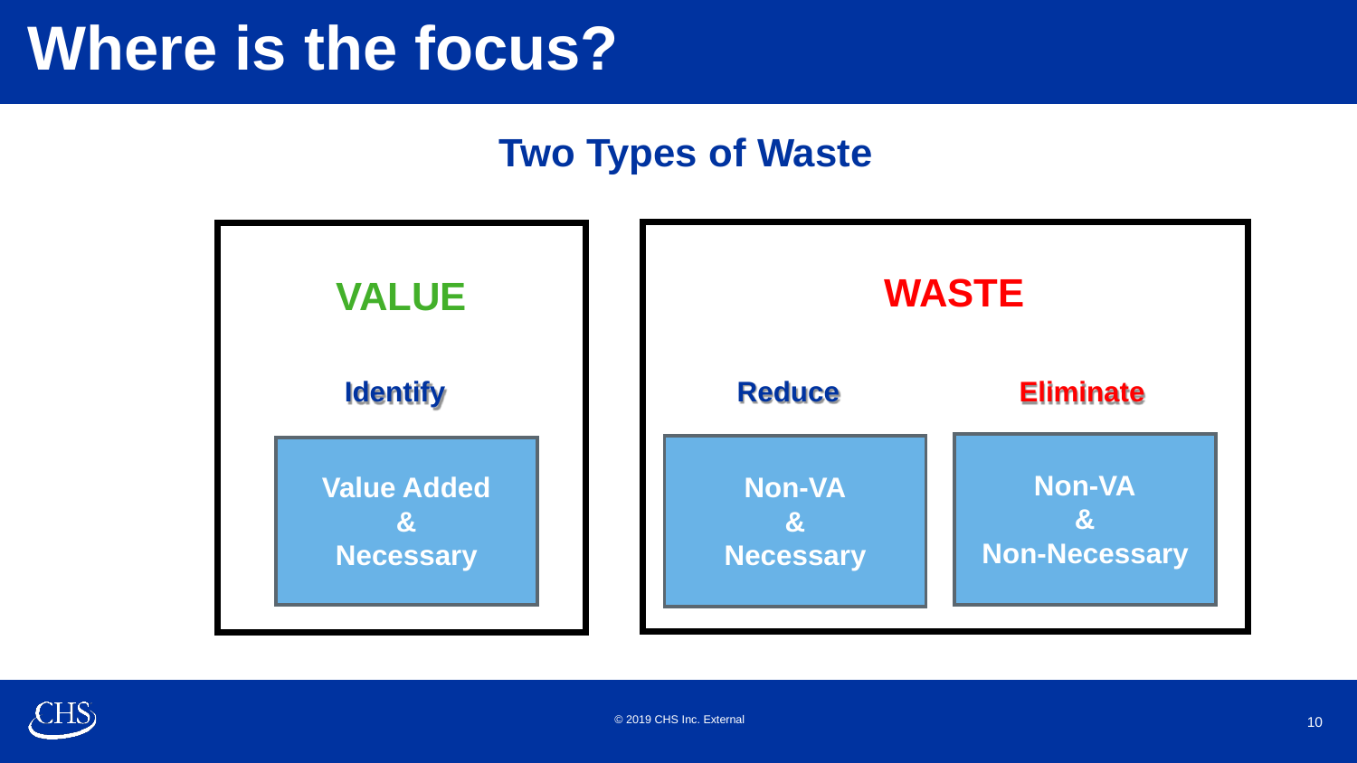# Where is the focus?

## Two Types of Waste

### VALUE

**Identify**

**Value Added & Necessary**

### WASTE

**Reduce**

**Non-VA & Necessary**

**Eliminate**

**Non-VA & Non-Necessary**

© 2019 CHS Inc. External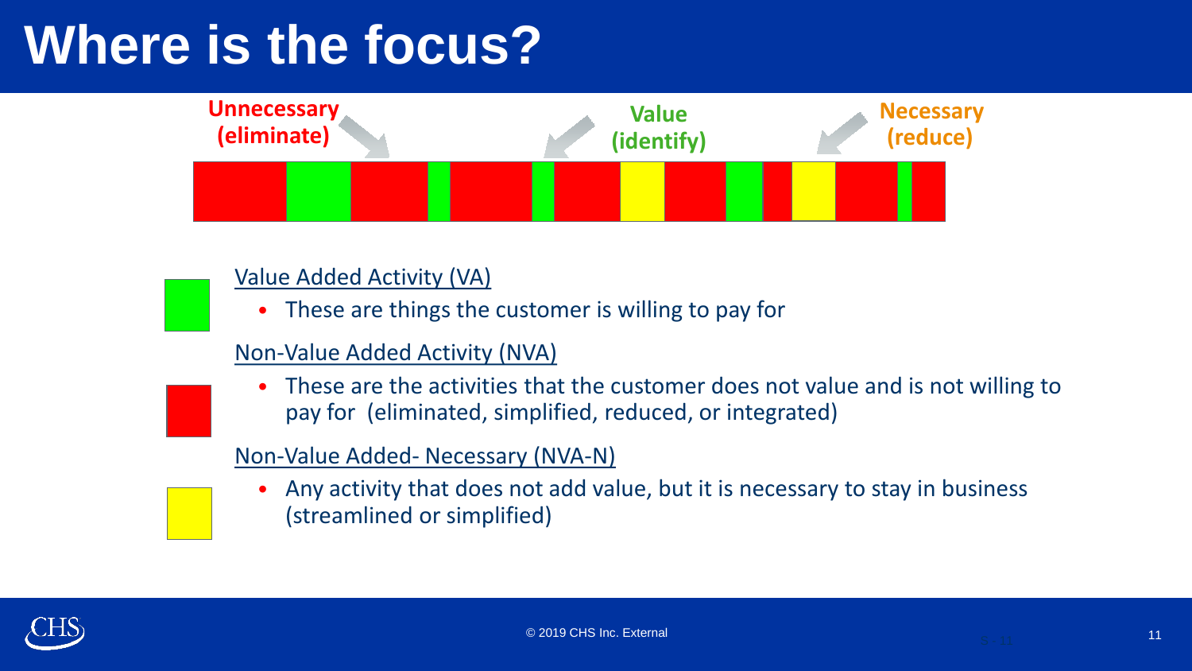# Where is the focus?

Unnecessary (eliminate)

Value (identify)

Necessary (reduce)

Value Added Activity (VA)

- These are things the customer is willing to pay for

Non-Value Added Activity (NVA)

- These are the activities that the customer does not value and is not willing to pay for (eliminated, simplified, reduced, or integrated)

Non-Value Added- Necessary (NVA-N)

- Any activity that does not add value, but it is necessary to stay in business (streamlined or simplified)

© 2019 CHS Inc. External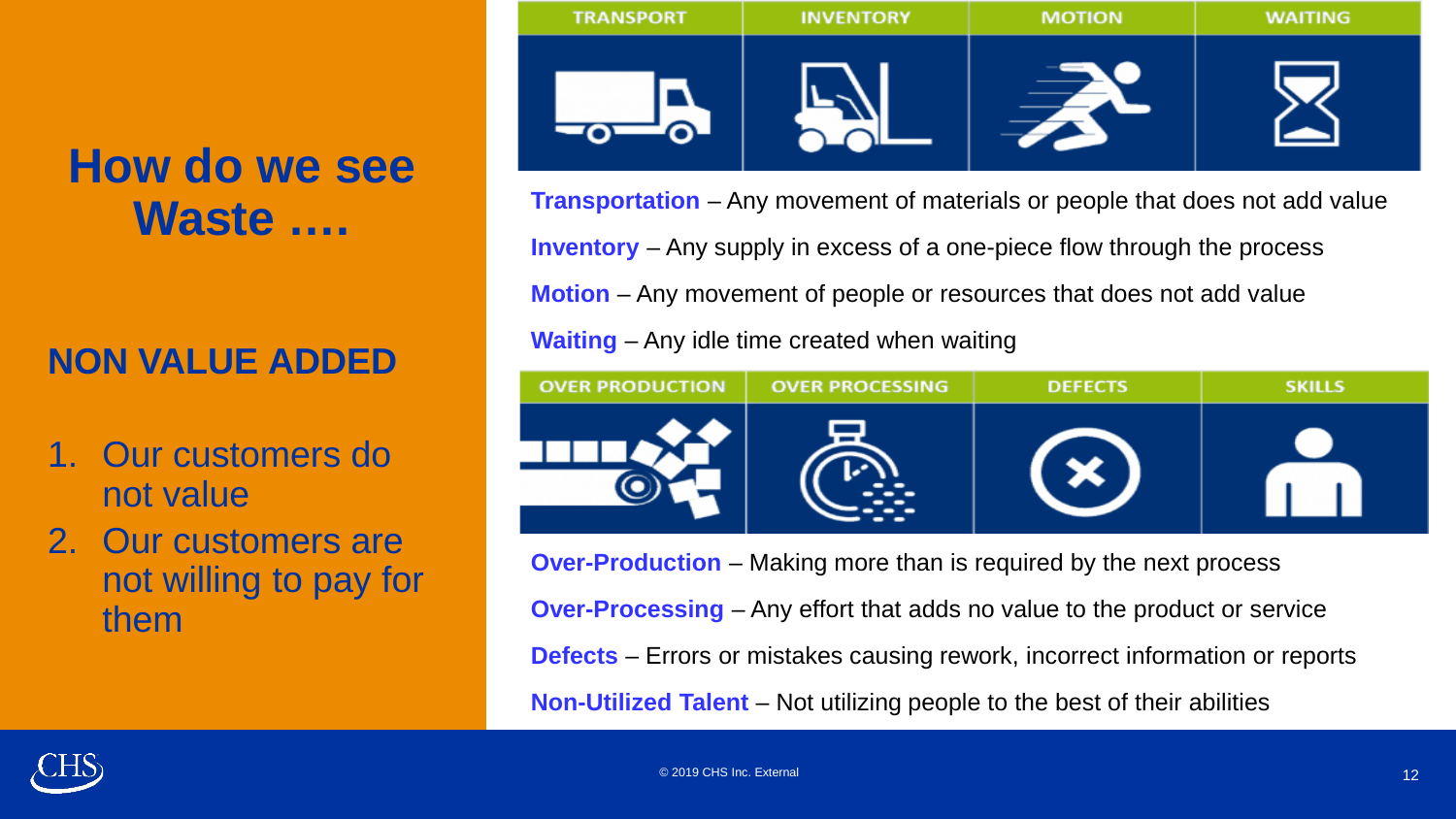# How do we see Waste ….

## NON VALUE ADDED

1. Our customers do not value
2. Our customers are not willing to pay for them

| TRANSPORT | INVENTORY | MOTION | WAITING |
|---|---|---|---|

**Transportation** – Any movement of materials or people that does not add value

**Inventory** – Any supply in excess of a one-piece flow through the process

**Motion** – Any movement of people or resources that does not add value

**Waiting** – Any idle time created when waiting

| OVER PRODUCTION | OVER PROCESSING | DEFECTS | SKILLS |
|---|---|---|---|

**Over-Production** – Making more than is required by the next process

**Over-Processing** – Any effort that adds no value to the product or service

**Defects** – Errors or mistakes causing rework, incorrect information or reports

**Non-Utilized Talent** – Not utilizing people to the best of their abilities

© 2019 CHS Inc. External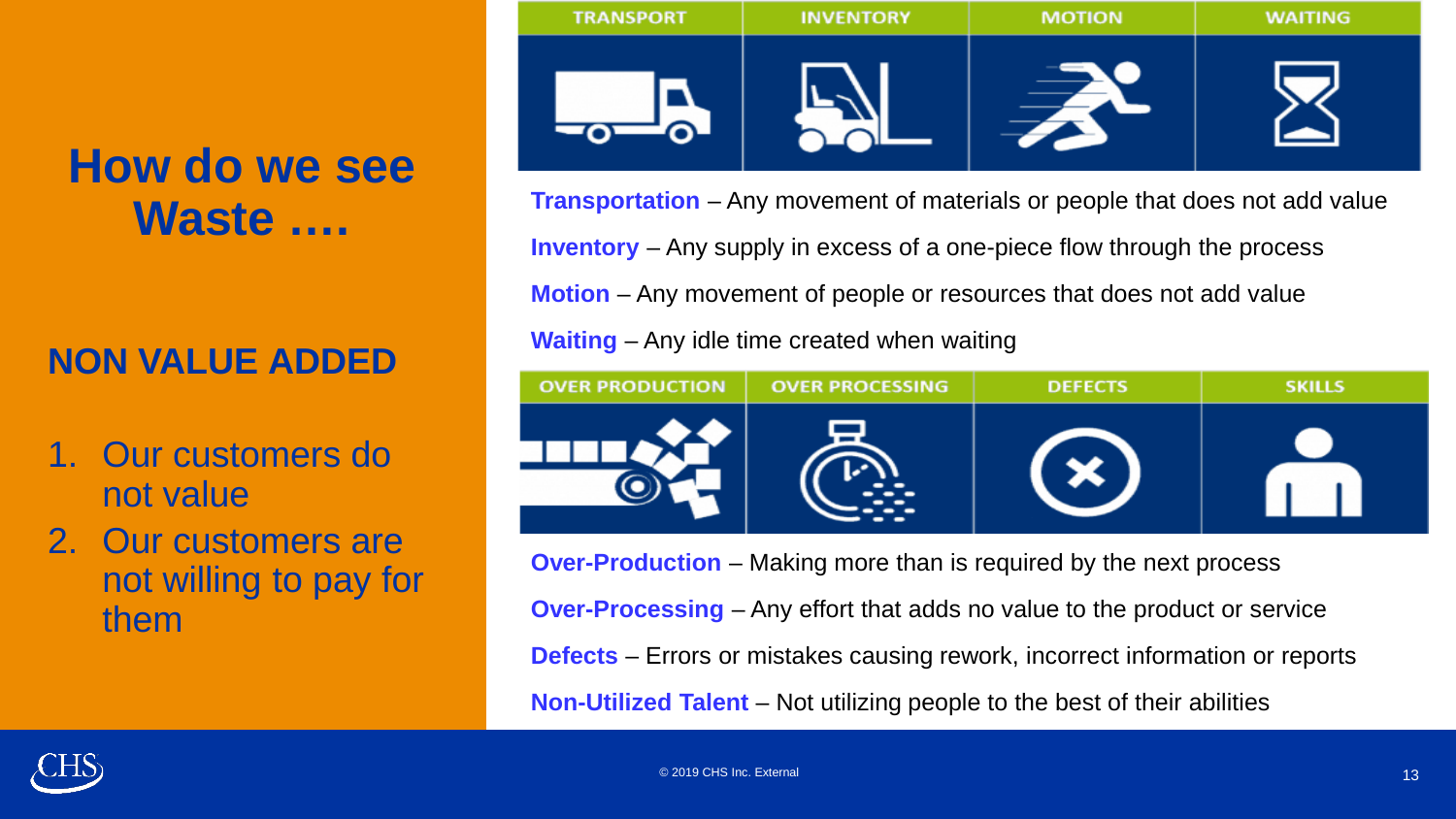# How do we see Waste ….

## NON VALUE ADDED

1. Our customers do not value
2. Our customers are not willing to pay for them

TRANSPORT | INVENTORY | MOTION | WAITING

**Transportation** – Any movement of materials or people that does not add value

**Inventory** – Any supply in excess of a one-piece flow through the process

**Motion** – Any movement of people or resources that does not add value

**Waiting** – Any idle time created when waiting

OVER PRODUCTION | OVER PROCESSING | DEFECTS | SKILLS

**Over-Production** – Making more than is required by the next process

**Over-Processing** – Any effort that adds no value to the product or service

**Defects** – Errors or mistakes causing rework, incorrect information or reports

**Non-Utilized Talent** – Not utilizing people to the best of their abilities

© 2019 CHS Inc. External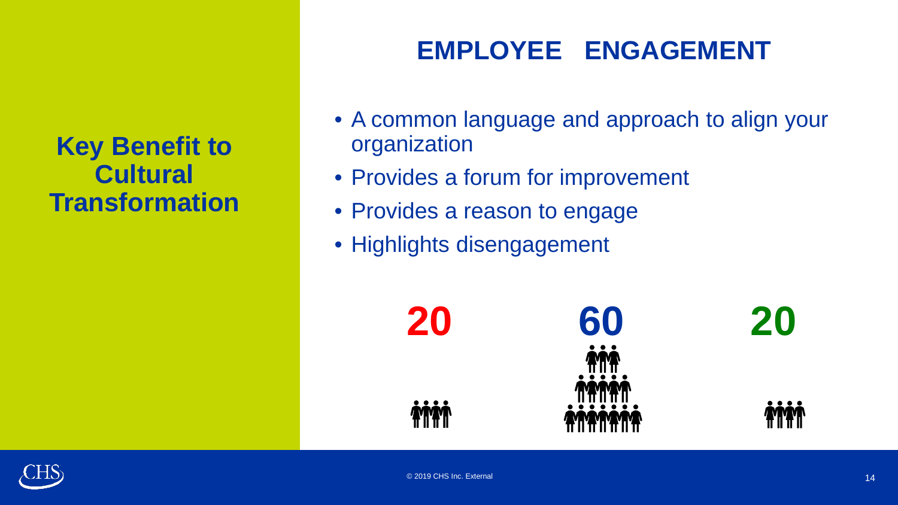**Key Benefit to Cultural Transformation**

# EMPLOYEE ENGAGEMENT

- A common language and approach to align your organization
- Provides a forum for improvement
- Provides a reason to engage
- Highlights disengagement

20

60

20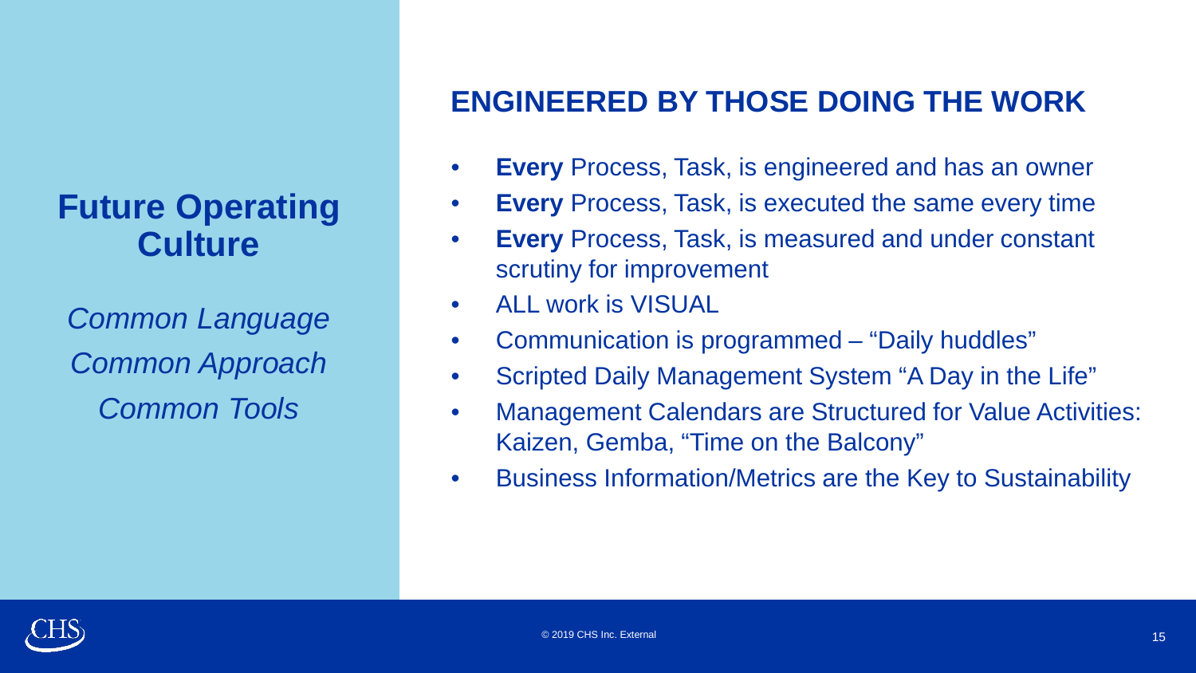## Future Operating Culture

*Common Language*
*Common Approach*
*Common Tools*

## ENGINEERED BY THOSE DOING THE WORK

- **Every** Process, Task, is engineered and has an owner
- **Every** Process, Task, is executed the same every time
- **Every** Process, Task, is measured and under constant scrutiny for improvement
- ALL work is VISUAL
- Communication is programmed – "Daily huddles"
- Scripted Daily Management System "A Day in the Life"
- Management Calendars are Structured for Value Activities: Kaizen, Gemba, "Time on the Balcony"
- Business Information/Metrics are the Key to Sustainability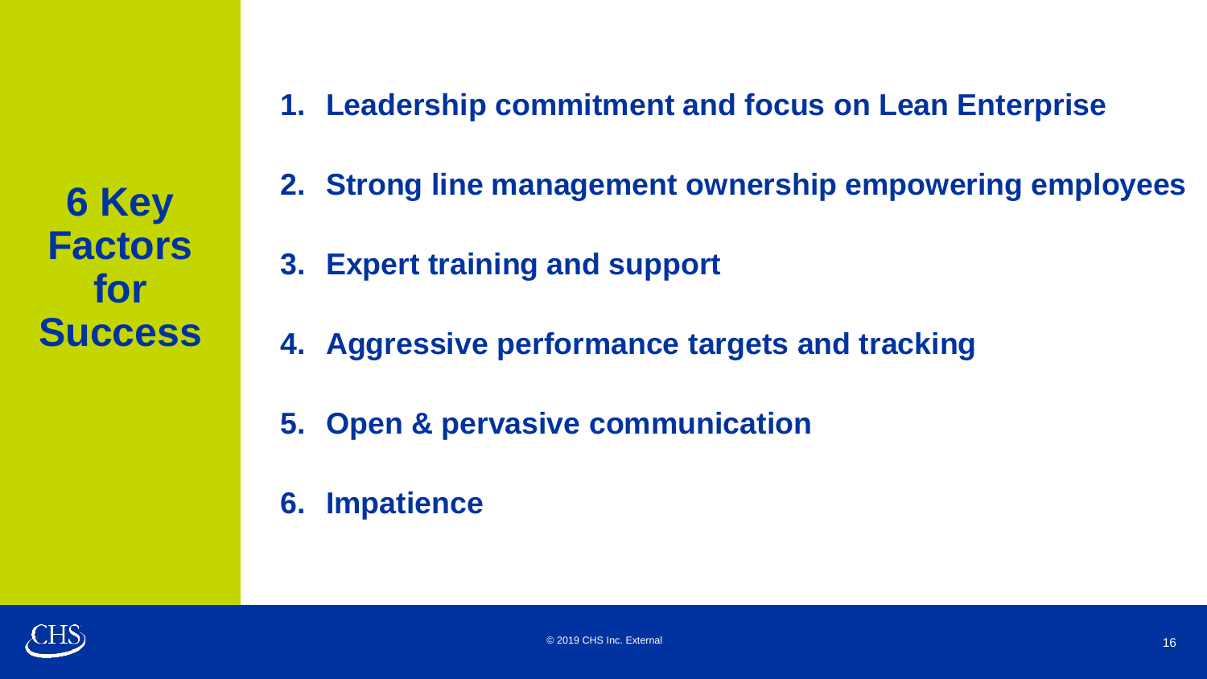# 6 Key Factors for Success

1. **Leadership commitment and focus on Lean Enterprise**
2. **Strong line management ownership empowering employees**
3. **Expert training and support**
4. **Aggressive performance targets and tracking**
5. **Open & pervasive communication**
6. **Impatience**

© 2019 CHS Inc. External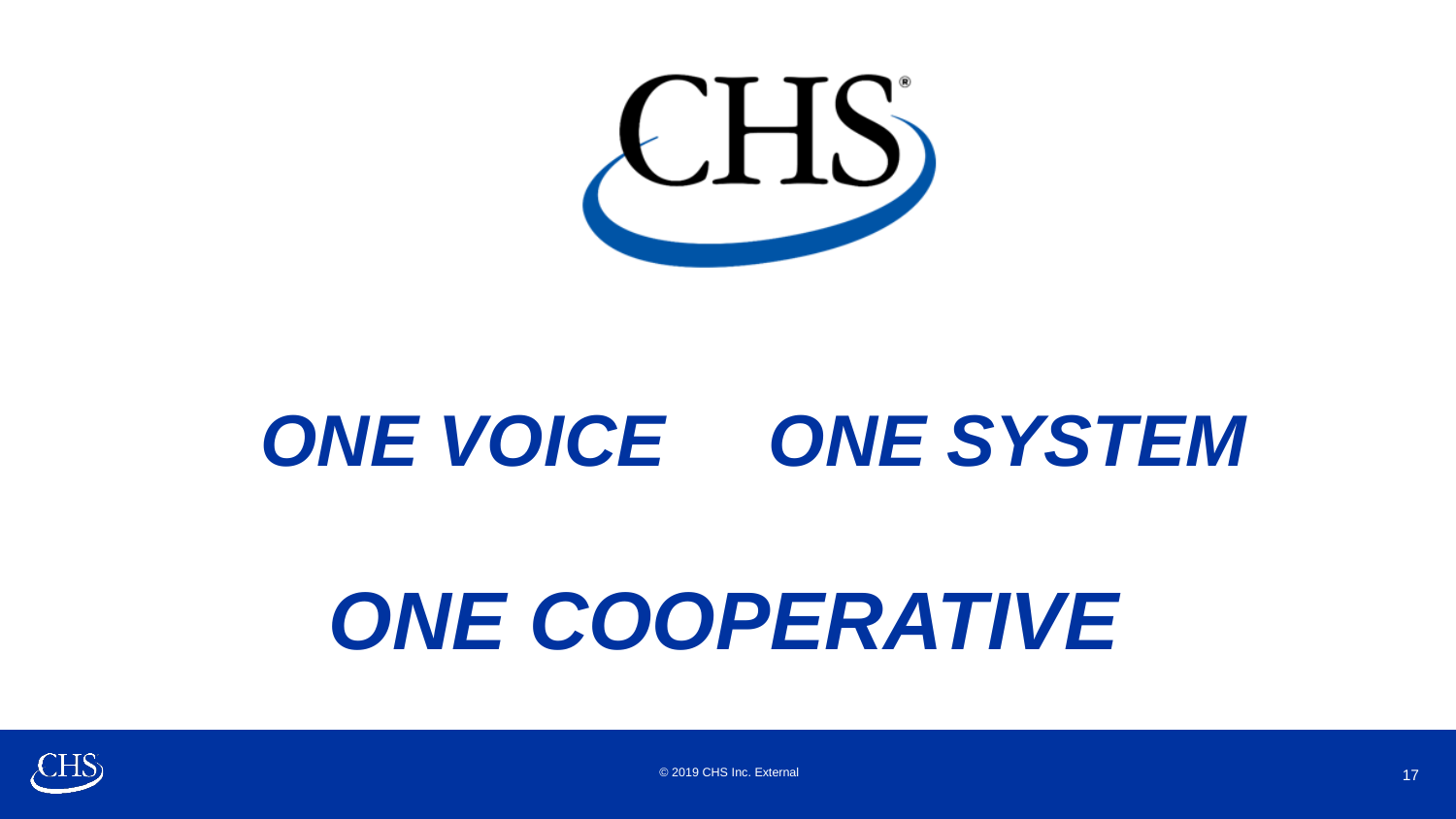***ONE VOICE ONE SYSTEM***

***ONE COOPERATIVE***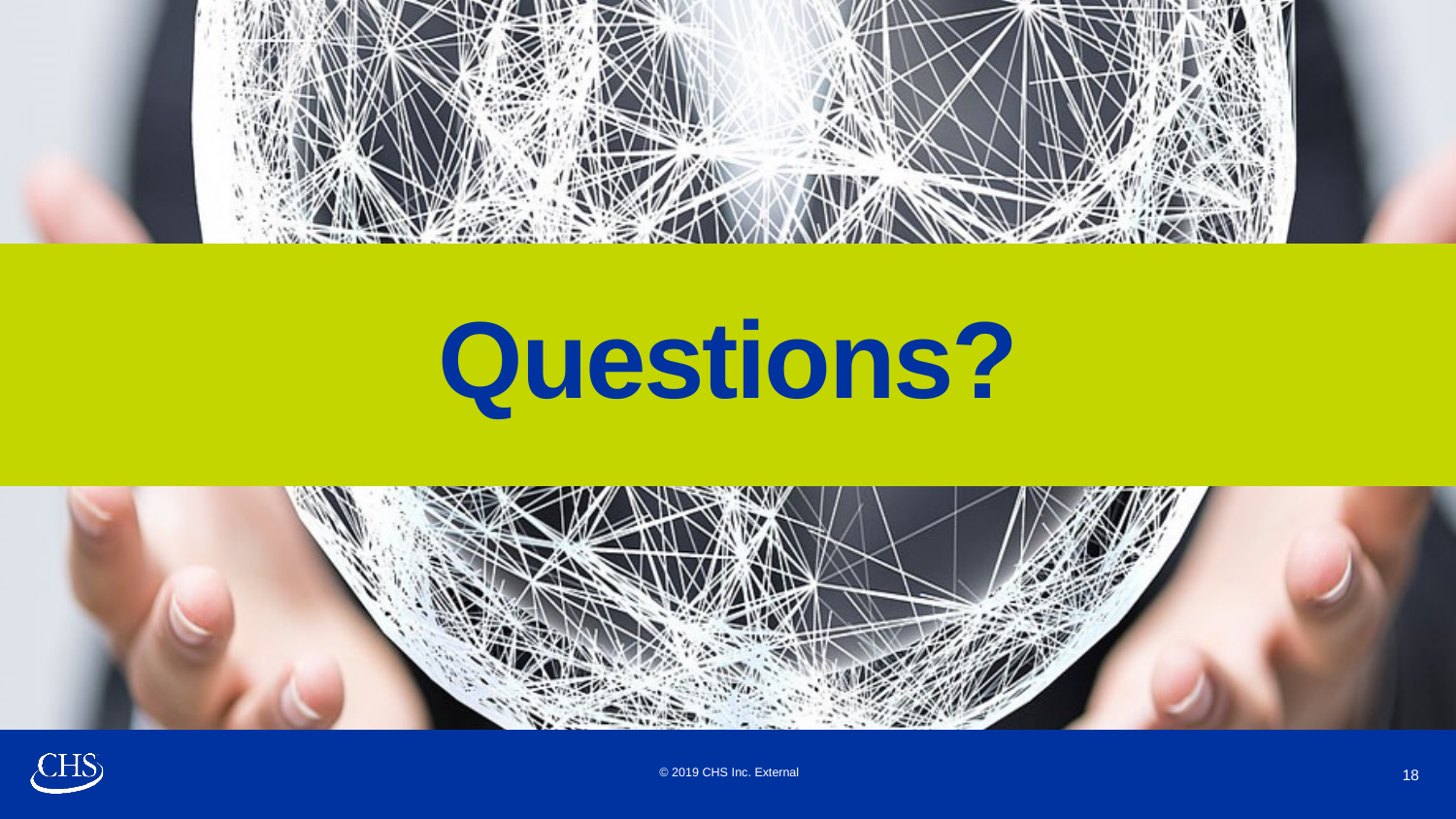# Questions?

© 2019 CHS Inc. External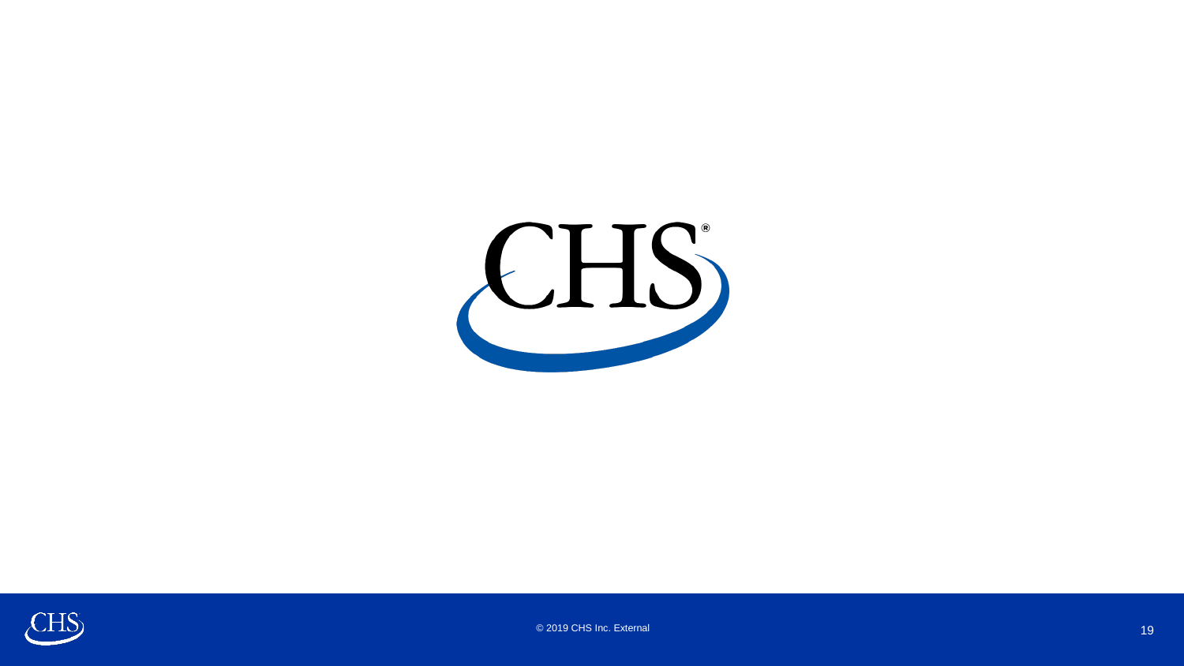CHS®